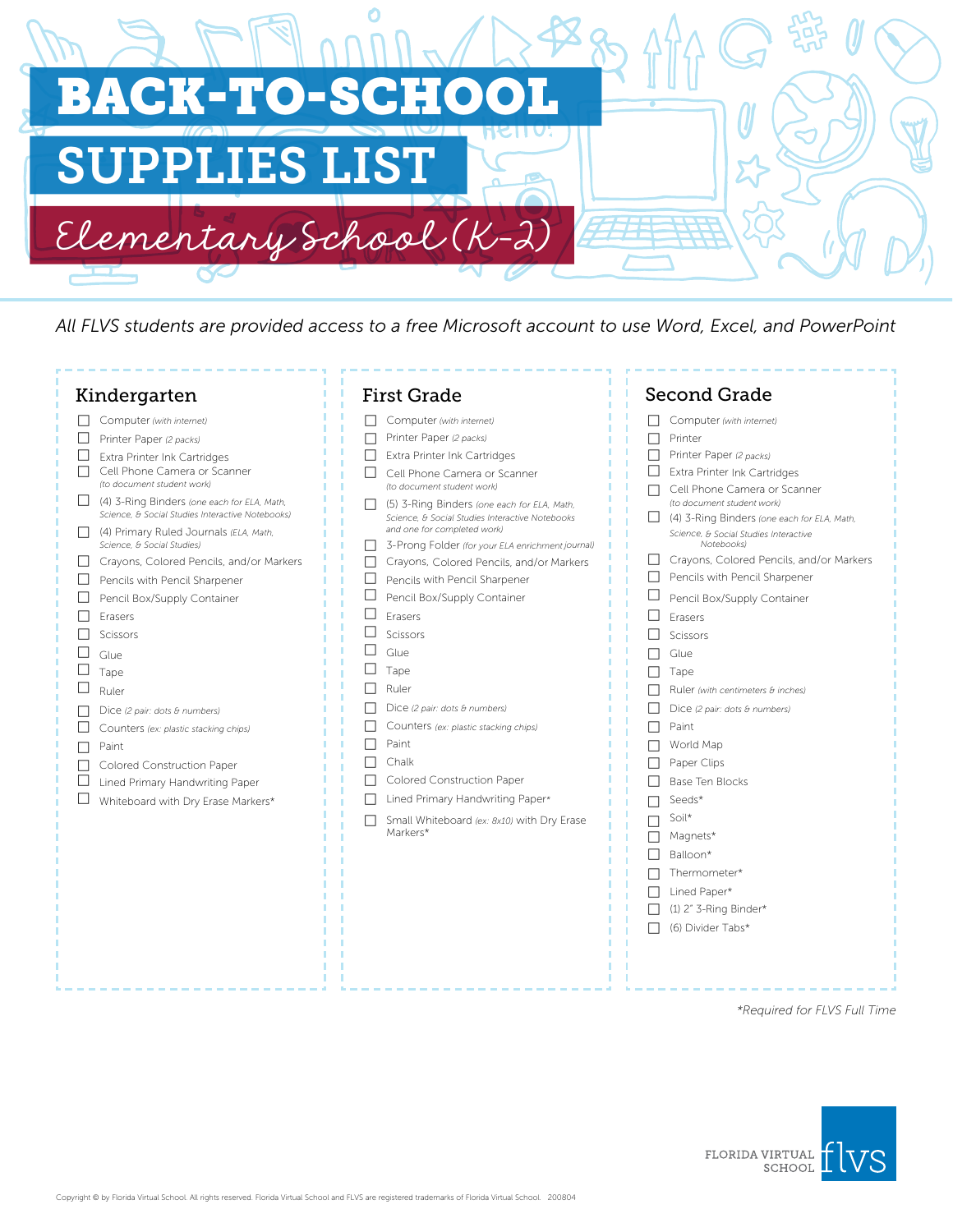# BACK-TO-SCHOOL SUPPLIES LIST

## Elementary School (K-2)

*All FLVS students are provided access to a free Microsoft account to use Word, Excel, and PowerPoint*

### Kindergarten

- ☐ Computer *(with internet)*
- ☐ Printer Paper *(2 packs)*
- ☐ Extra Printer Ink Cartridges
- ☐ Cell Phone Camera or Scanner *(to document student work)*
- ☐ (4) 3-Ring Binders *(one each for ELA, Math, Science, & Social Studies Interactive Notebooks)*
- ☐ (4) Primary Ruled Journals *(ELA, Math, Science, & Social Studies)*
- ☐ Crayons, Colored Pencils, and/or Markers
- ☐ Pencils with Pencil Sharpener
- ☐ Pencil Box/Supply Container
- ☐ Erasers
- ☐ Scissors
- ☐ Glue
- ☐ Tape
- ☐ Ruler
- ☐ Dice *(2 pair: dots & numbers)*
- ☐ Counters *(ex: plastic stacking chips)*
- ☐ Paint
- ☐ Colored Construction Paper
- ☐ Lined Primary Handwriting Paper
- ☐ Whiteboard with Dry Erase Markers*

### First Grade

- ☐ Computer *(with internet)*
- ☐ Printer Paper *(2 packs)*
- ☐ Extra Printer Ink Cartridges
- ☐ Cell Phone Camera or Scanner *(to document student work)*
- ☐ (5) 3-Ring Binders *(one each for ELA, Math, Science, & Social Studies Interactive Notebooks and one for completed work)*
- ☐ 3-Prong Folder *(for your ELA enrichment journal)*
- ☐ Crayons, Colored Pencils, and/or Markers
- ☐ Pencils with Pencil Sharpener
- ☐ Pencil Box/Supply Container
- ☐ Erasers
- ☐ Scissors
- ☐ Glue
- ☐ Tape
- ☐ Ruler
- ☐ Dice *(2 pair: dots & numbers)*
- ☐ Counters *(ex: plastic stacking chips)*
- ☐ Paint
- ☐ Chalk
- ☐ Colored Construction Paper
- ☐ Lined Primary Handwriting Paper*
- ☐ Small Whiteboard *(ex: 8x10)* with Dry Erase Markers*

### Second Grade

- ☐ Computer *(with internet)*
- ☐ Printer
- ☐ Printer Paper *(2 packs)*
- ☐ Extra Printer Ink Cartridges
- ☐ Cell Phone Camera or Scanner *(to document student work)*
- ☐ (4) 3-Ring Binders *(one each for ELA, Math, Science, & Social Studies Interactive Notebooks)*
- ☐ Crayons, Colored Pencils, and/or Markers
- ☐ Pencils with Pencil Sharpener
- ☐ Pencil Box/Supply Container
- ☐ Erasers
- ☐ Scissors
- ☐ Glue
- ☐ Tape
- ☐ Ruler *(with centimeters & inches)*
- ☐ Dice *(2 pair: dots & numbers)*
- ☐ Paint
- ☐ World Map
- ☐ Paper Clips
- ☐ Base Ten Blocks
- ☐ Seeds*
- ☐ Soil*
- ☐ Magnets*
- ☐ Balloon*
- ☐ Thermometer*
- ☐ Lined Paper*
- ☐ (1) 2" 3-Ring Binder*
- ☐ (6) Divider Tabs*

*\*Required for FLVS Full Time*

FLORIDA VIRTUAL SCHOOL flvs

Copyright © by Florida Virtual School. All rights reserved. Florida Virtual School and FLVS are registered trademarks of Florida Virtual School. 200804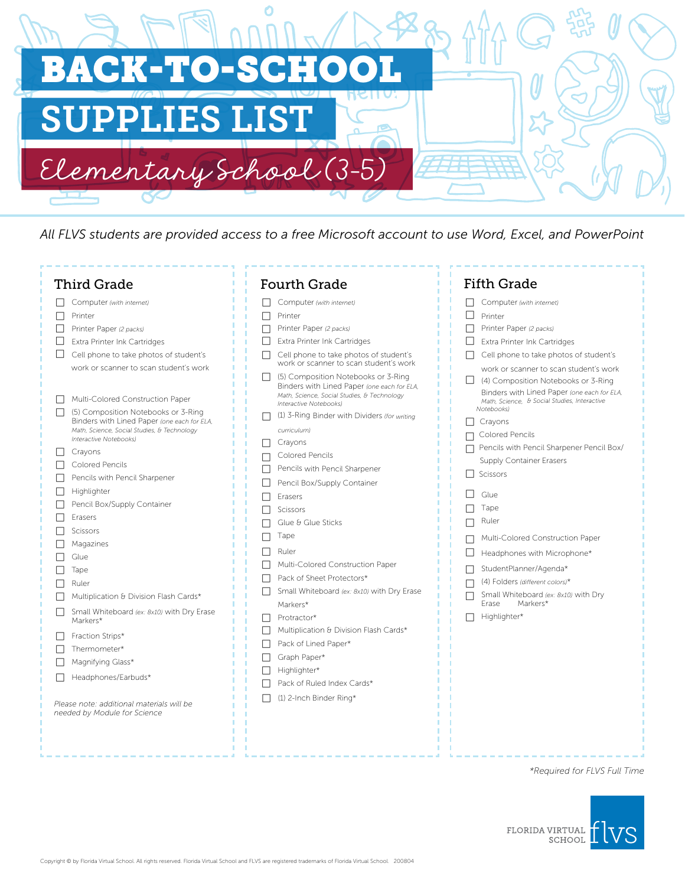# BACK-TO-SCHOOL SUPPLIES LIST

## Elementary School (3-5)

*All FLVS students are provided access to a free Microsoft account to use Word, Excel, and PowerPoint*

### Third Grade

- ☐ Computer *(with internet)*
- ☐ Printer
- ☐ Printer Paper *(2 packs)*
- ☐ Extra Printer Ink Cartridges
- ☐ Cell phone to take photos of student's work or scanner to scan student's work
- ☐ Multi-Colored Construction Paper
- ☐ (5) Composition Notebooks or 3-Ring Binders with Lined Paper *(one each for ELA, Math, Science, Social Studies, & Technology Interactive Notebooks)*
- ☐ Crayons
- ☐ Colored Pencils
- ☐ Pencils with Pencil Sharpener
- ☐ Highlighter
- ☐ Pencil Box/Supply Container
- ☐ Erasers
- ☐ Scissors
- ☐ Magazines
- ☐ Glue
- ☐ Tape
- ☐ Ruler
- ☐ Multiplication & Division Flash Cards*
- ☐ Small Whiteboard *(ex: 8x10)* with Dry Erase Markers*
- ☐ Fraction Strips*
- ☐ Thermometer*
- ☐ Magnifying Glass*
- ☐ Headphones/Earbuds*

*Please note: additional materials will be needed by Module for Science*

### Fourth Grade

- ☐ Computer *(with internet)*
- ☐ Printer
- ☐ Printer Paper *(2 packs)*
- ☐ Extra Printer Ink Cartridges
- ☐ Cell phone to take photos of student's work or scanner to scan student's work
- ☐ (5) Composition Notebooks or 3-Ring Binders with Lined Paper *(one each for ELA, Math, Science, Social Studies, & Technology Interactive Notebooks)*
- ☐ (1) 3-Ring Binder with Dividers *(for writing curriculum)*
- ☐ Crayons
- ☐ Colored Pencils
- ☐ Pencils with Pencil Sharpener
- ☐ Pencil Box/Supply Container
- ☐ Erasers
- ☐ Scissors
- ☐ Glue & Glue Sticks
- ☐ Tape
- ☐ Ruler
- ☐ Multi-Colored Construction Paper
- ☐ Pack of Sheet Protectors*
- ☐ Small Whiteboard *(ex: 8x10)* with Dry Erase Markers*
- ☐ Protractor*
- ☐ Multiplication & Division Flash Cards*
- ☐ Pack of Lined Paper*
- ☐ Graph Paper*
- ☐ Highlighter*
- ☐ Pack of Ruled Index Cards*
- ☐ (1) 2-Inch Binder Ring*

### Fifth Grade

- ☐ Computer *(with internet)*
- ☐ Printer
- ☐ Printer Paper *(2 packs)*
- ☐ Extra Printer Ink Cartridges
- ☐ Cell phone to take photos of student's work or scanner to scan student's work
- ☐ (4) Composition Notebooks or 3-Ring Binders with Lined Paper *(one each for ELA, Math, Science, & Social Studies, Interactive Notebooks)*
- ☐ Crayons
- ☐ Colored Pencils
- ☐ Pencils with Pencil Sharpener Pencil Box/ Supply Container Erasers
- ☐ Scissors
- ☐ Glue
- ☐ Tape
- ☐ Ruler
- ☐ Multi-Colored Construction Paper
- ☐ Headphones with Microphone*
- ☐ StudentPlanner/Agenda*
- ☐ (4) Folders *(different colors)**
- ☐ Small Whiteboard *(ex: 8x10)* with Dry Erase Markers*
- ☐ Highlighter*

*\*Required for FLVS Full Time*

FLORIDA VIRTUAL SCHOOL flvs

Copyright © by Florida Virtual School. All rights reserved. Florida Virtual School and FLVS are registered trademarks of Florida Virtual School. 200804